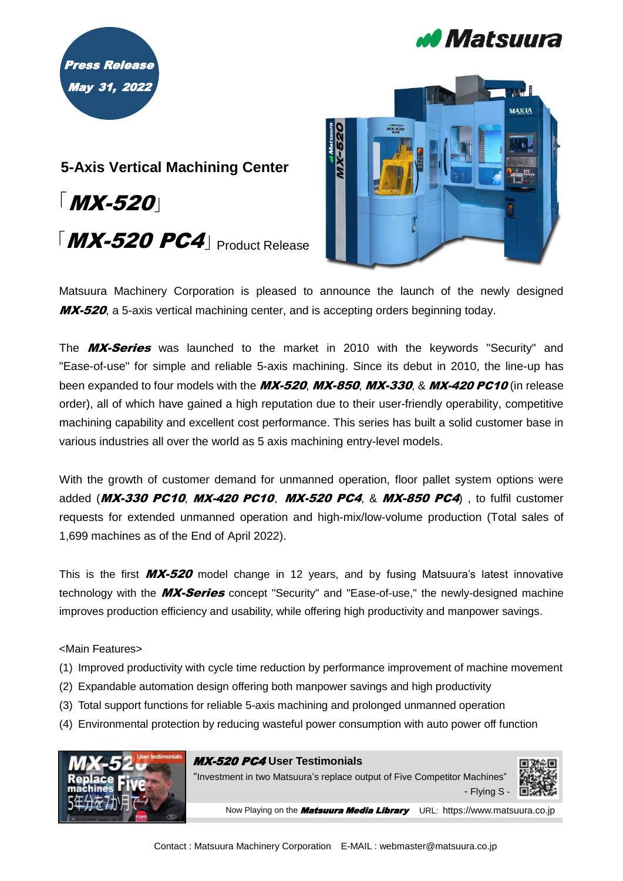Press Release
May 31, 2022

Matsuura

## 5-Axis Vertical Machining Center

# 「*MX-520*」

# 「*MX-520 PC4*」 Product Release

Matsuura Machinery Corporation is pleased to announce the launch of the newly designed ***MX-520***, a 5-axis vertical machining center, and is accepting orders beginning today.

The ***MX-Series*** was launched to the market in 2010 with the keywords "Security" and "Ease-of-use" for simple and reliable 5-axis machining. Since its debut in 2010, the line-up has been expanded to four models with the ***MX-520***, ***MX-850***, ***MX-330***, & ***MX-420 PC10*** (in release order), all of which have gained a high reputation due to their user-friendly operability, competitive machining capability and excellent cost performance. This series has built a solid customer base in various industries all over the world as 5 axis machining entry-level models.

With the growth of customer demand for unmanned operation, floor pallet system options were added (***MX-330 PC10***, ***MX-420 PC10***、 ***MX-520 PC4***, & ***MX-850 PC4***) , to fulfil customer requests for extended unmanned operation and high-mix/low-volume production (Total sales of 1,699 machines as of the End of April 2022).

This is the first ***MX-520*** model change in 12 years, and by fusing Matsuura's latest innovative technology with the ***MX-Series*** concept "Security" and "Ease-of-use," the newly-designed machine improves production efficiency and usability, while offering high productivity and manpower savings.

<Main Features>

(1) Improved productivity with cycle time reduction by performance improvement of machine movement
(2) Expandable automation design offering both manpower savings and high productivity
(3) Total support functions for reliable 5-axis machining and prolonged unmanned operation
(4) Environmental protection by reducing wasteful power consumption with auto power off function

***MX-520 PC4*** **User Testimonials**

"Investment in two Matsuura's replace output of Five Competitor Machines"
- Flying S -

Now Playing on the ***Matsuura Media Library*** URL: https://www.matsuura.co.jp

Contact : Matsuura Machinery Corporation E-MAIL : webmaster@matsuura.co.jp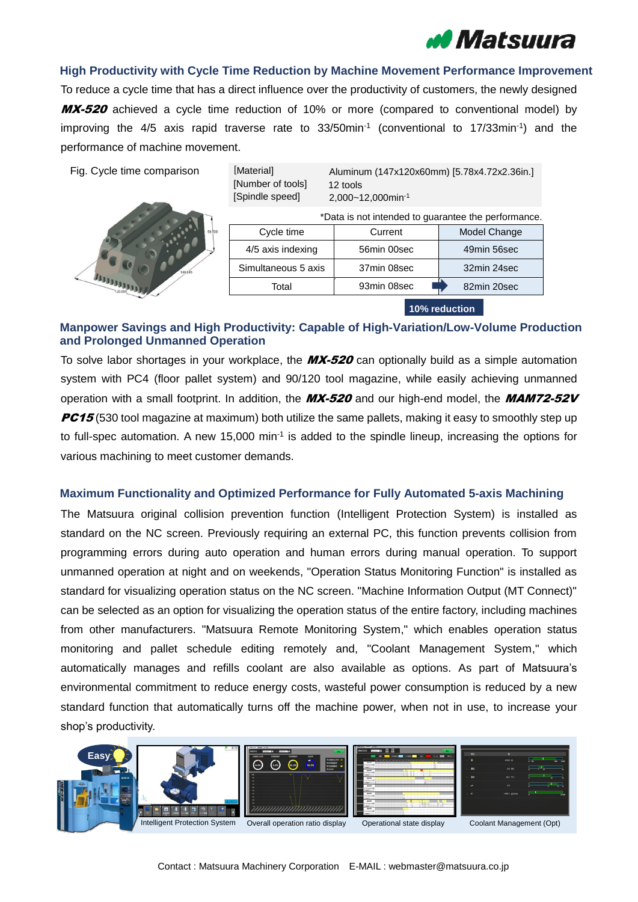## High Productivity with Cycle Time Reduction by Machine Movement Performance Improvement

To reduce a cycle time that has a direct influence over the productivity of customers, the newly designed ***MX-520*** achieved a cycle time reduction of 10% or more (compared to conventional model) by improving the 4/5 axis rapid traverse rate to 33/50min$^{-1}$ (conventional to 17/33min$^{-1}$) and the performance of machine movement.

Fig. Cycle time comparison

| | |
|---|---|
| [Material] | Aluminum (147x120x60mm) [5.78x4.72x2.36in.] |
| [Number of tools] | 12 tools |
| [Spindle speed] | 2,000~12,000min$^{-1}$ |

*Data is not intended to guarantee the performance.

| Cycle time | Current | Model Change |
|---|---|---|
| 4/5 axis indexing | 56min 00sec | 49min 56sec |
| Simultaneous 5 axis | 37min 08sec | 32min 24sec |
| Total | 93min 08sec | 82min 20sec |

10% reduction

## Manpower Savings and High Productivity: Capable of High-Variation/Low-Volume Production and Prolonged Unmanned Operation

To solve labor shortages in your workplace, the ***MX-520*** can optionally build as a simple automation system with PC4 (floor pallet system) and 90/120 tool magazine, while easily achieving unmanned operation with a small footprint. In addition, the ***MX-520*** and our high-end model, the ***MAM72-52V PC15*** (530 tool magazine at maximum) both utilize the same pallets, making it easy to smoothly step up to full-spec automation. A new 15,000 min$^{-1}$ is added to the spindle lineup, increasing the options for various machining to meet customer demands.

## Maximum Functionality and Optimized Performance for Fully Automated 5-axis Machining

The Matsuura original collision prevention function (Intelligent Protection System) is installed as standard on the NC screen. Previously requiring an external PC, this function prevents collision from programming errors during auto operation and human errors during manual operation. To support unmanned operation at night and on weekends, "Operation Status Monitoring Function" is installed as standard for visualizing operation status on the NC screen. "Machine Information Output (MT Connect)" can be selected as an option for visualizing the operation status of the entire factory, including machines from other manufacturers. "Matsuura Remote Monitoring System," which enables operation status monitoring and pallet schedule editing remotely and, "Coolant Management System," which automatically manages and refills coolant are also available as options. As part of Matsuura's environmental commitment to reduce energy costs, wasteful power consumption is reduced by a new standard function that automatically turns off the machine power, when not in use, to increase your shop's productivity.

Easy

Intelligent Protection System

Overall operation ratio display

Operational state display

Coolant Management (Opt)

Contact : Matsuura Machinery Corporation　E-MAIL : webmaster@matsuura.co.jp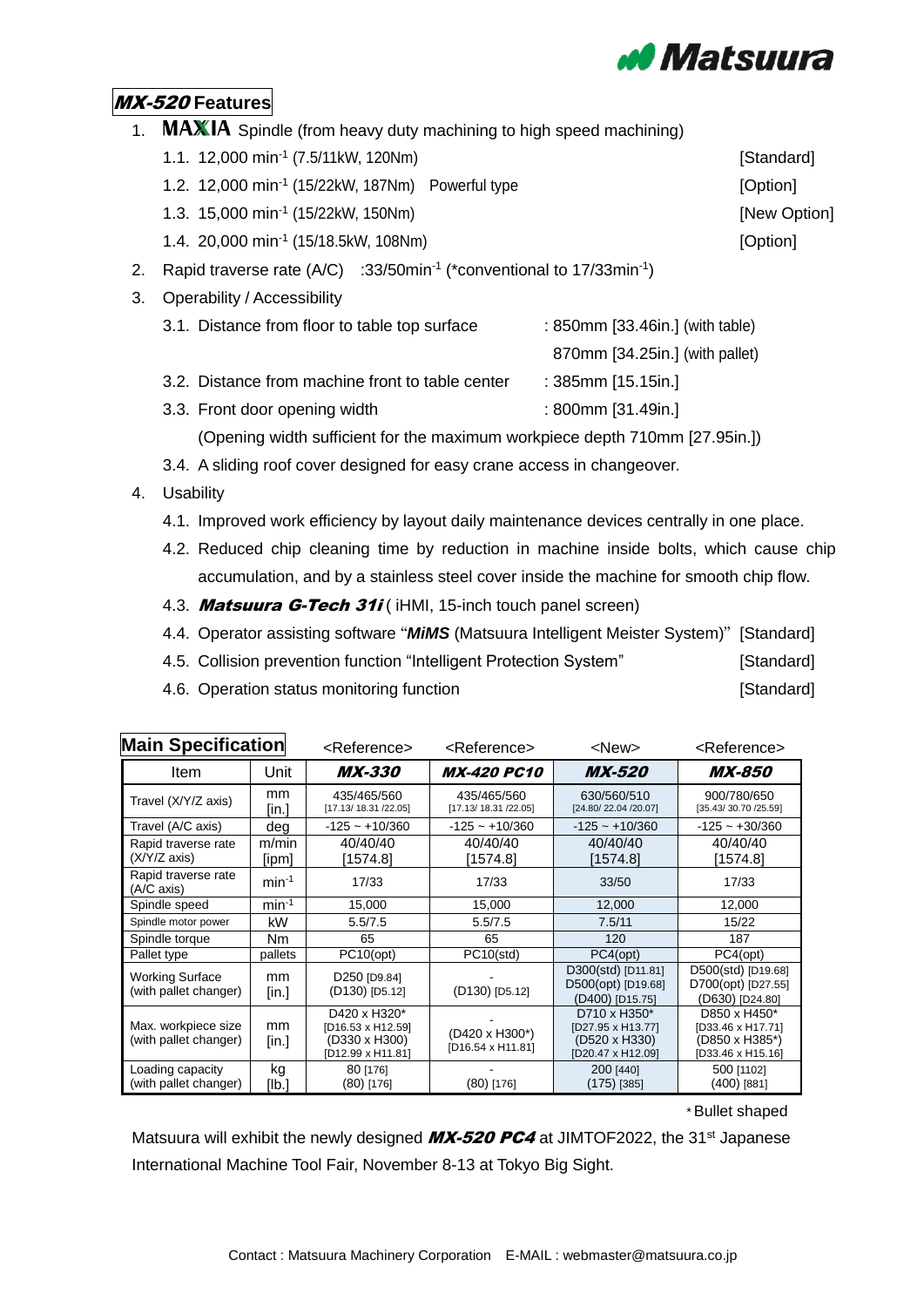Matsuura

## *MX-520* Features

1. MAXIA Spindle (from heavy duty machining to high speed machining)
   - 1.1. 12,000 $min^{-1}$ (7.5/11kW, 120Nm) [Standard]
   - 1.2. 12,000 $min^{-1}$ (15/22kW, 187Nm) Powerful type [Option]
   - 1.3. 15,000 $min^{-1}$ (15/22kW, 150Nm) [New Option]
   - 1.4. 20,000 $min^{-1}$ (15/18.5kW, 108Nm) [Option]
2. Rapid traverse rate (A/C) :33/50$min^{-1}$ (*conventional to 17/33$min^{-1}$)
3. Operability / Accessibility
   - 3.1. Distance from floor to table top surface : 850mm [33.46in.] (with table) 870mm [34.25in.] (with pallet)
   - 3.2. Distance from machine front to table center : 385mm [15.15in.]
   - 3.3. Front door opening width : 800mm [31.49in.] (Opening width sufficient for the maximum workpiece depth 710mm [27.95in.])
   - 3.4. A sliding roof cover designed for easy crane access in changeover.
4. Usability
   - 4.1. Improved work efficiency by layout daily maintenance devices centrally in one place.
   - 4.2. Reduced chip cleaning time by reduction in machine inside bolts, which cause chip accumulation, and by a stainless steel cover inside the machine for smooth chip flow.
   - 4.3. ***Matsuura G-Tech 31i*** ( iHMI, 15-inch touch panel screen)
   - 4.4. Operator assisting software "***MiMS*** (Matsuura Intelligent Meister System)" [Standard]
   - 4.5. Collision prevention function "Intelligent Protection System" [Standard]
   - 4.6. Operation status monitoring function [Standard]

## Main Specification

| Item | Unit | <Reference> ***MX-330*** | <Reference> ***MX-420 PC10*** | <New> ***MX-520*** | <Reference> ***MX-850*** |
|---|---|---|---|---|---|
| Travel (X/Y/Z axis) | mm [in.] | 435/465/560 [17.13/ 18.31 /22.05] | 435/465/560 [17.13/ 18.31 /22.05] | 630/560/510 [24.80/ 22.04 /20.07] | 900/780/650 [35.43/ 30.70 /25.59] |
| Travel (A/C axis) | deg | -125 ~ +10/360 | -125 ~ +10/360 | -125 ~ +10/360 | -125 ~ +30/360 |
| Rapid traverse rate (X/Y/Z axis) | m/min [ipm] | 40/40/40 [1574.8] | 40/40/40 [1574.8] | 40/40/40 [1574.8] | 40/40/40 [1574.8] |
| Rapid traverse rate (A/C axis) | $min^{-1}$ | 17/33 | 17/33 | 33/50 | 17/33 |
| Spindle speed | $min^{-1}$ | 15,000 | 15,000 | 12,000 | 12,000 |
| Spindle motor power | kW | 5.5/7.5 | 5.5/7.5 | 7.5/11 | 15/22 |
| Spindle torque | Nm | 65 | 65 | 120 | 187 |
| Pallet type | pallets | PC10(opt) | PC10(std) | PC4(opt) | PC4(opt) |
| Working Surface (with pallet changer) | mm [in.] | D250 [D9.84] (D130) [D5.12] | - (D130) [D5.12] | D300(std) [D11.81] D500(opt) [D19.68] (D400) [D15.75] | D500(std) [D19.68] D700(opt) [D27.55] (D630) [D24.80] |
| Max. workpiece size (with pallet changer) | mm [in.] | D420 x H320* [D16.53 x H12.59] (D330 x H300) [D12.99 x H11.81] | - (D420 x H300*) [D16.54 x H11.81] | D710 x H350* [D27.95 x H13.77] (D520 x H330) [D20.47 x H12.09] | D850 x H450* [D33.46 x H17.71] (D850 x H385*) [D33.46 x H15.16] |
| Loading capacity (with pallet changer) | kg [lb.] | 80 [176] (80) [176] | - (80) [176] | 200 [440] (175) [385] | 500 [1102] (400) [881] |

*Bullet shaped

Matsuura will exhibit the newly designed ***MX-520 PC4*** at JIMTOF2022, the 31st Japanese International Machine Tool Fair, November 8-13 at Tokyo Big Sight.

Contact : Matsuura Machinery Corporation E-MAIL : webmaster@matsuura.co.jp